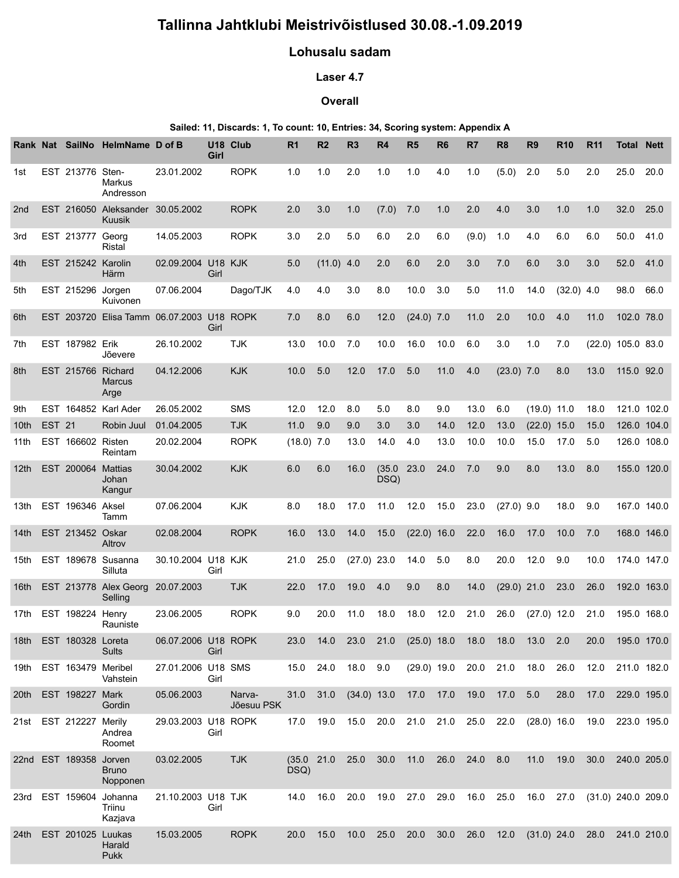# Tallinna Jahtklubi Meistrivõistlused 30.08.-1.09.2019

## Lohusalu sadam

### Laser 4.7

### Overall

**Sailed: 11, Discards: 1, To count: 10, Entries: 34, Scoring system: Appendix A**

| Rank | Nat | SailNo | HelmName | D of B | U18 Girl | Club | R1 | R2 | R3 | R4 | R5 | R6 | R7 | R8 | R9 | R10 | R11 | Total | Nett |
|---|---|---|---|---|---|---|---|---|---|---|---|---|---|---|---|---|---|---|---|
| 1st | EST | 213776 | Sten-Markus Andresson | 23.01.2002 | | ROPK | 1.0 | 1.0 | 2.0 | 1.0 | 1.0 | 4.0 | 1.0 | (5.0) | 2.0 | 5.0 | 2.0 | 25.0 | 20.0 |
| 2nd | EST | 216050 | Aleksander Kuusik | 30.05.2002 | | ROPK | 2.0 | 3.0 | 1.0 | (7.0) | 7.0 | 1.0 | 2.0 | 4.0 | 3.0 | 1.0 | 1.0 | 32.0 | 25.0 |
| 3rd | EST | 213777 | Georg Ristal | 14.05.2003 | | ROPK | 3.0 | 2.0 | 5.0 | 6.0 | 2.0 | 6.0 | (9.0) | 1.0 | 4.0 | 6.0 | 6.0 | 50.0 | 41.0 |
| 4th | EST | 215242 | Karolin Härm | 02.09.2004 | U18 Girl | KJK | 5.0 | (11.0) | 4.0 | 2.0 | 6.0 | 2.0 | 3.0 | 7.0 | 6.0 | 3.0 | 3.0 | 52.0 | 41.0 |
| 5th | EST | 215296 | Jorgen Kuivonen | 07.06.2004 | | Dago/TJK | 4.0 | 4.0 | 3.0 | 8.0 | 10.0 | 3.0 | 5.0 | 11.0 | 14.0 | (32.0) | 4.0 | 98.0 | 66.0 |
| 6th | EST | 203720 | Elisa Tamm | 06.07.2003 | U18 Girl | ROPK | 7.0 | 8.0 | 6.0 | 12.0 | (24.0) | 7.0 | 11.0 | 2.0 | 10.0 | 4.0 | 11.0 | 102.0 | 78.0 |
| 7th | EST | 187982 | Erik Jõevere | 26.10.2002 | | TJK | 13.0 | 10.0 | 7.0 | 10.0 | 16.0 | 10.0 | 6.0 | 3.0 | 1.0 | 7.0 | (22.0) | 105.0 | 83.0 |
| 8th | EST | 215766 | Richard Marcus Arge | 04.12.2006 | | KJK | 10.0 | 5.0 | 12.0 | 17.0 | 5.0 | 11.0 | 4.0 | (23.0) | 7.0 | 8.0 | 13.0 | 115.0 | 92.0 |
| 9th | EST | 164852 | Karl Ader | 26.05.2002 | | SMS | 12.0 | 12.0 | 8.0 | 5.0 | 8.0 | 9.0 | 13.0 | 6.0 | (19.0) | 11.0 | 18.0 | 121.0 | 102.0 |
| 10th | EST | 21 | Robin Juul | 01.04.2005 | | TJK | 11.0 | 9.0 | 9.0 | 3.0 | 3.0 | 14.0 | 12.0 | 13.0 | (22.0) | 15.0 | 15.0 | 126.0 | 104.0 |
| 11th | EST | 166602 | Risten Reintam | 20.02.2004 | | ROPK | (18.0) | 7.0 | 13.0 | 14.0 | 4.0 | 13.0 | 10.0 | 10.0 | 15.0 | 17.0 | 5.0 | 126.0 | 108.0 |
| 12th | EST | 200064 | Mattias Johan Kangur | 30.04.2002 | | KJK | 6.0 | 6.0 | 16.0 | (35.0 DSQ) | 23.0 | 24.0 | 7.0 | 9.0 | 8.0 | 13.0 | 8.0 | 155.0 | 120.0 |
| 13th | EST | 196346 | Aksel Tamm | 07.06.2004 | | KJK | 8.0 | 18.0 | 17.0 | 11.0 | 12.0 | 15.0 | 23.0 | (27.0) | 9.0 | 18.0 | 9.0 | 167.0 | 140.0 |
| 14th | EST | 213452 | Oskar Altrov | 02.08.2004 | | ROPK | 16.0 | 13.0 | 14.0 | 15.0 | (22.0) | 16.0 | 22.0 | 16.0 | 17.0 | 10.0 | 7.0 | 168.0 | 146.0 |
| 15th | EST | 189678 | Susanna Silluta | 30.10.2004 | U18 Girl | KJK | 21.0 | 25.0 | (27.0) | 23.0 | 14.0 | 5.0 | 8.0 | 20.0 | 12.0 | 9.0 | 10.0 | 174.0 | 147.0 |
| 16th | EST | 213778 | Alex Georg Selling | 20.07.2003 | | TJK | 22.0 | 17.0 | 19.0 | 4.0 | 9.0 | 8.0 | 14.0 | (29.0) | 21.0 | 23.0 | 26.0 | 192.0 | 163.0 |
| 17th | EST | 198224 | Henry Rauniste | 23.06.2005 | | ROPK | 9.0 | 20.0 | 11.0 | 18.0 | 18.0 | 12.0 | 21.0 | 26.0 | (27.0) | 12.0 | 21.0 | 195.0 | 168.0 |
| 18th | EST | 180328 | Loreta Sults | 06.07.2006 | U18 Girl | ROPK | 23.0 | 14.0 | 23.0 | 21.0 | (25.0) | 18.0 | 18.0 | 18.0 | 13.0 | 2.0 | 20.0 | 195.0 | 170.0 |
| 19th | EST | 163479 | Meribel Vahstein | 27.01.2006 | U18 Girl | SMS | 15.0 | 24.0 | 18.0 | 9.0 | (29.0) | 19.0 | 20.0 | 21.0 | 18.0 | 26.0 | 12.0 | 211.0 | 182.0 |
| 20th | EST | 198227 | Mark Gordin | 05.06.2003 | | Narva-Jõesuu PSK | 31.0 | 31.0 | (34.0) | 13.0 | 17.0 | 17.0 | 19.0 | 17.0 | 5.0 | 28.0 | 17.0 | 229.0 | 195.0 |
| 21st | EST | 212227 | Merily Andrea Roomet | 29.03.2003 | U18 Girl | ROPK | 17.0 | 19.0 | 15.0 | 20.0 | 21.0 | 21.0 | 25.0 | 22.0 | (28.0) | 16.0 | 19.0 | 223.0 | 195.0 |
| 22nd | EST | 189358 | Jorven Bruno Nopponen | 03.02.2005 | | TJK | (35.0 DSQ) | 21.0 | 25.0 | 30.0 | 11.0 | 26.0 | 24.0 | 8.0 | 11.0 | 19.0 | 30.0 | 240.0 | 205.0 |
| 23rd | EST | 159604 | Johanna Triinu Kazjava | 21.10.2003 | U18 Girl | TJK | 14.0 | 16.0 | 20.0 | 19.0 | 27.0 | 29.0 | 16.0 | 25.0 | 16.0 | 27.0 | (31.0) | 240.0 | 209.0 |
| 24th | EST | 201025 | Luukas Harald Pukk | 15.03.2005 | | ROPK | 20.0 | 15.0 | 10.0 | 25.0 | 20.0 | 30.0 | 26.0 | 12.0 | (31.0) | 24.0 | 28.0 | 241.0 | 210.0 |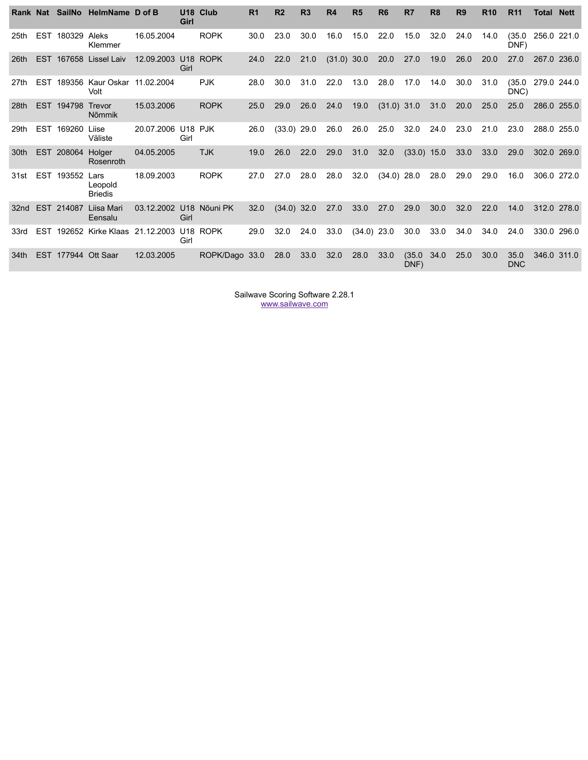| Rank | Nat | SailNo | HelmName | D of B | U18 Girl | Club | R1 | R2 | R3 | R4 | R5 | R6 | R7 | R8 | R9 | R10 | R11 | Total | Nett |
|---|---|---|---|---|---|---|---|---|---|---|---|---|---|---|---|---|---|---|---|
| 25th | EST | 180329 | Aleks Klemmer | 16.05.2004 | | ROPK | 30.0 | 23.0 | 30.0 | 16.0 | 15.0 | 22.0 | 15.0 | 32.0 | 24.0 | 14.0 | (35.0 DNF) | 256.0 | 221.0 |
| 26th | EST | 167658 | Lissel Laiv | 12.09.2003 | U18 Girl | ROPK | 24.0 | 22.0 | 21.0 | (31.0) | 30.0 | 20.0 | 27.0 | 19.0 | 26.0 | 20.0 | 27.0 | 267.0 | 236.0 |
| 27th | EST | 189356 | Kaur Oskar Volt | 11.02.2004 | | PJK | 28.0 | 30.0 | 31.0 | 22.0 | 13.0 | 28.0 | 17.0 | 14.0 | 30.0 | 31.0 | (35.0 DNC) | 279.0 | 244.0 |
| 28th | EST | 194798 | Trevor Nõmmik | 15.03.2006 | | ROPK | 25.0 | 29.0 | 26.0 | 24.0 | 19.0 | (31.0) | 31.0 | 31.0 | 20.0 | 25.0 | 25.0 | 286.0 | 255.0 |
| 29th | EST | 169260 | Liise Väliste | 20.07.2006 | U18 Girl | PJK | 26.0 | (33.0) | 29.0 | 26.0 | 26.0 | 25.0 | 32.0 | 24.0 | 23.0 | 21.0 | 23.0 | 288.0 | 255.0 |
| 30th | EST | 208064 | Holger Rosenroth | 04.05.2005 | | TJK | 19.0 | 26.0 | 22.0 | 29.0 | 31.0 | 32.0 | (33.0) | 15.0 | 33.0 | 33.0 | 29.0 | 302.0 | 269.0 |
| 31st | EST | 193552 | Lars Leopold Briedis | 18.09.2003 | | ROPK | 27.0 | 27.0 | 28.0 | 28.0 | 32.0 | (34.0) | 28.0 | 28.0 | 29.0 | 29.0 | 16.0 | 306.0 | 272.0 |
| 32nd | EST | 214087 | Liisa Mari Eensalu | 03.12.2002 | U18 Girl | Nõuni PK | 32.0 | (34.0) | 32.0 | 27.0 | 33.0 | 27.0 | 29.0 | 30.0 | 32.0 | 22.0 | 14.0 | 312.0 | 278.0 |
| 33rd | EST | 192652 | Kirke Klaas | 21.12.2003 | U18 Girl | ROPK | 29.0 | 32.0 | 24.0 | 33.0 | (34.0) | 23.0 | 30.0 | 33.0 | 34.0 | 34.0 | 24.0 | 330.0 | 296.0 |
| 34th | EST | 177944 | Ott Saar | 12.03.2005 | | ROPK/Dago | 33.0 | 28.0 | 33.0 | 32.0 | 28.0 | 33.0 | (35.0 DNF) | 34.0 | 25.0 | 30.0 | 35.0 DNC | 346.0 | 311.0 |

Sailwave Scoring Software 2.28.1
www.sailwave.com